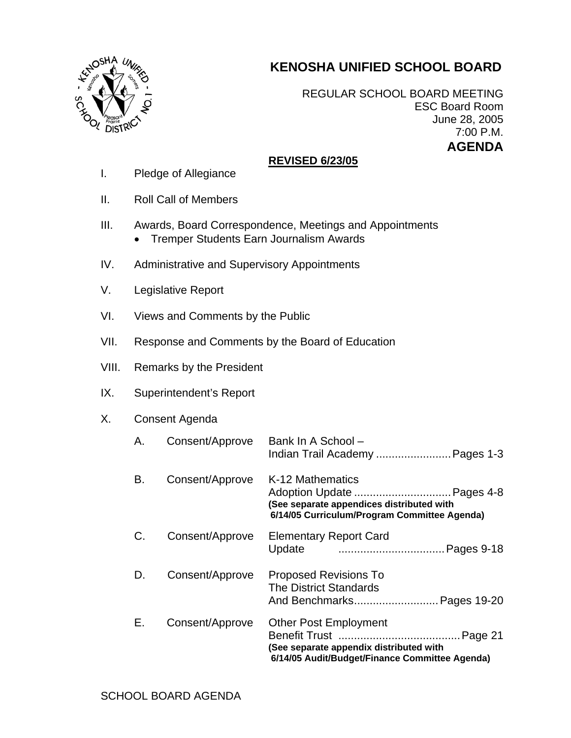# KENOSHA UNIFIED SCHOOL BOARD

REGULAR SCHOOL BOARD MEETING
ESC Board Room
June 28, 2005
7:00 P.M.

**AGENDA**

**REVISED 6/23/05**

I. Pledge of Allegiance

II. Roll Call of Members

III. Awards, Board Correspondence, Meetings and Appointments
- Tremper Students Earn Journalism Awards

IV. Administrative and Supervisory Appointments

V. Legislative Report

VI. Views and Comments by the Public

VII. Response and Comments by the Board of Education

VIII. Remarks by the President

IX. Superintendent's Report

X. Consent Agenda

| | | | |
|---|---|---|---|
| A. | Consent/Approve | Bank In A School – Indian Trail Academy | Pages 1-3 |
| B. | Consent/Approve | K-12 Mathematics Adoption Update **(See separate appendices distributed with 6/14/05 Curriculum/Program Committee Agenda)** | Pages 4-8 |
| C. | Consent/Approve | Elementary Report Card Update | Pages 9-18 |
| D. | Consent/Approve | Proposed Revisions To The District Standards And Benchmarks | Pages 19-20 |
| E. | Consent/Approve | Other Post Employment Benefit Trust **(See separate appendix distributed with 6/14/05 Audit/Budget/Finance Committee Agenda)** | Page 21 |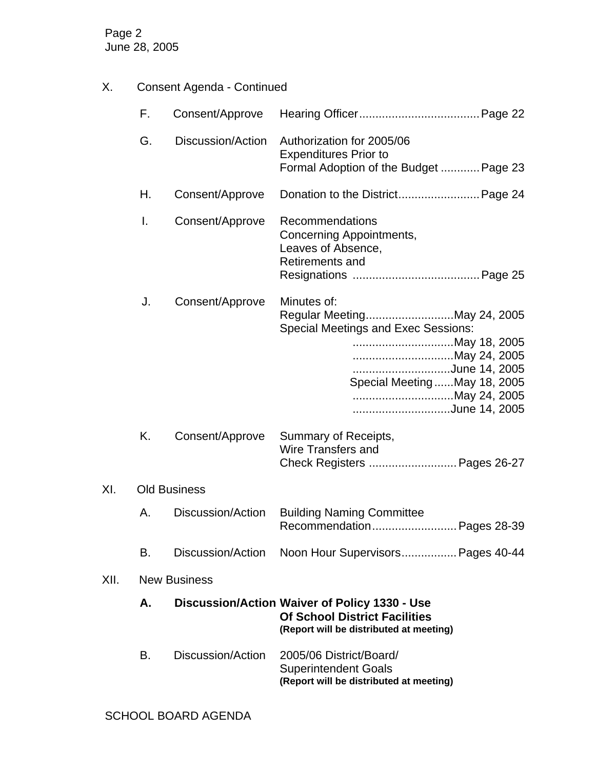X. Consent Agenda - Continued

| | | | |
|---|---|---|---|
| F. | Consent/Approve | Hearing Officer | Page 22 |
| G. | Discussion/Action | Authorization for 2005/06 Expenditures Prior to Formal Adoption of the Budget | Page 23 |
| H. | Consent/Approve | Donation to the District | Page 24 |
| I. | Consent/Approve | Recommendations Concerning Appointments, Leaves of Absence, Retirements and Resignations | Page 25 |
| J. | Consent/Approve | Minutes of: | |
| | | Regular Meeting | May 24, 2005 |
| | | Special Meetings and Exec Sessions: | |
| | | | May 18, 2005 |
| | | | May 24, 2005 |
| | | | June 14, 2005 |
| | | Special Meeting | May 18, 2005 |
| | | | May 24, 2005 |
| | | | June 14, 2005 |
| K. | Consent/Approve | Summary of Receipts, Wire Transfers and Check Registers | Pages 26-27 |

XI. Old Business

| | | | |
|---|---|---|---|
| A. | Discussion/Action | Building Naming Committee Recommendation | Pages 28-39 |
| B. | Discussion/Action | Noon Hour Supervisors | Pages 40-44 |

XII. New Business

| | | |
|---|---|---|
| **A.** | **Discussion/Action** | **Waiver of Policy 1330 - Use Of School District Facilities** **(Report will be distributed at meeting)** |
| B. | Discussion/Action | 2005/06 District/Board/ Superintendent Goals **(Report will be distributed at meeting)** |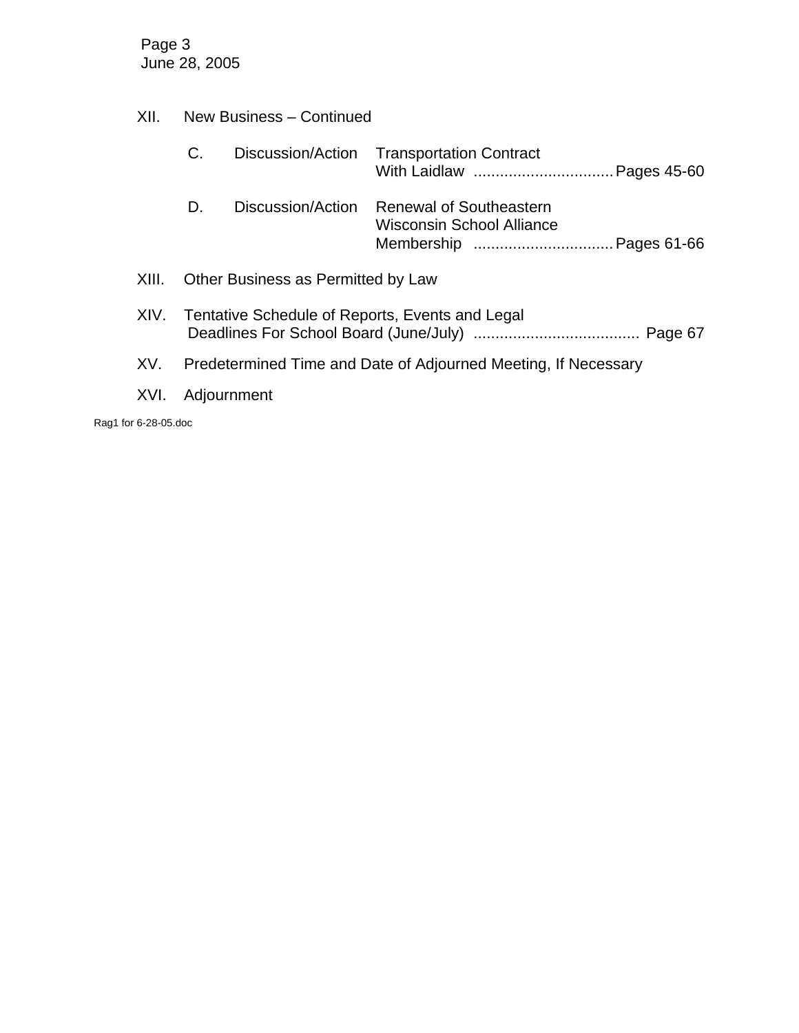XII. New Business – Continued

C. Discussion/Action Transportation Contract With Laidlaw ................................ Pages 45-60

D. Discussion/Action Renewal of Southeastern Wisconsin School Alliance Membership ................................ Pages 61-66

XIII. Other Business as Permitted by Law

XIV. Tentative Schedule of Reports, Events and Legal Deadlines For School Board (June/July) ...................................... Page 67

XV. Predetermined Time and Date of Adjourned Meeting, If Necessary

XVI. Adjournment

Rag1 for 6-28-05.doc